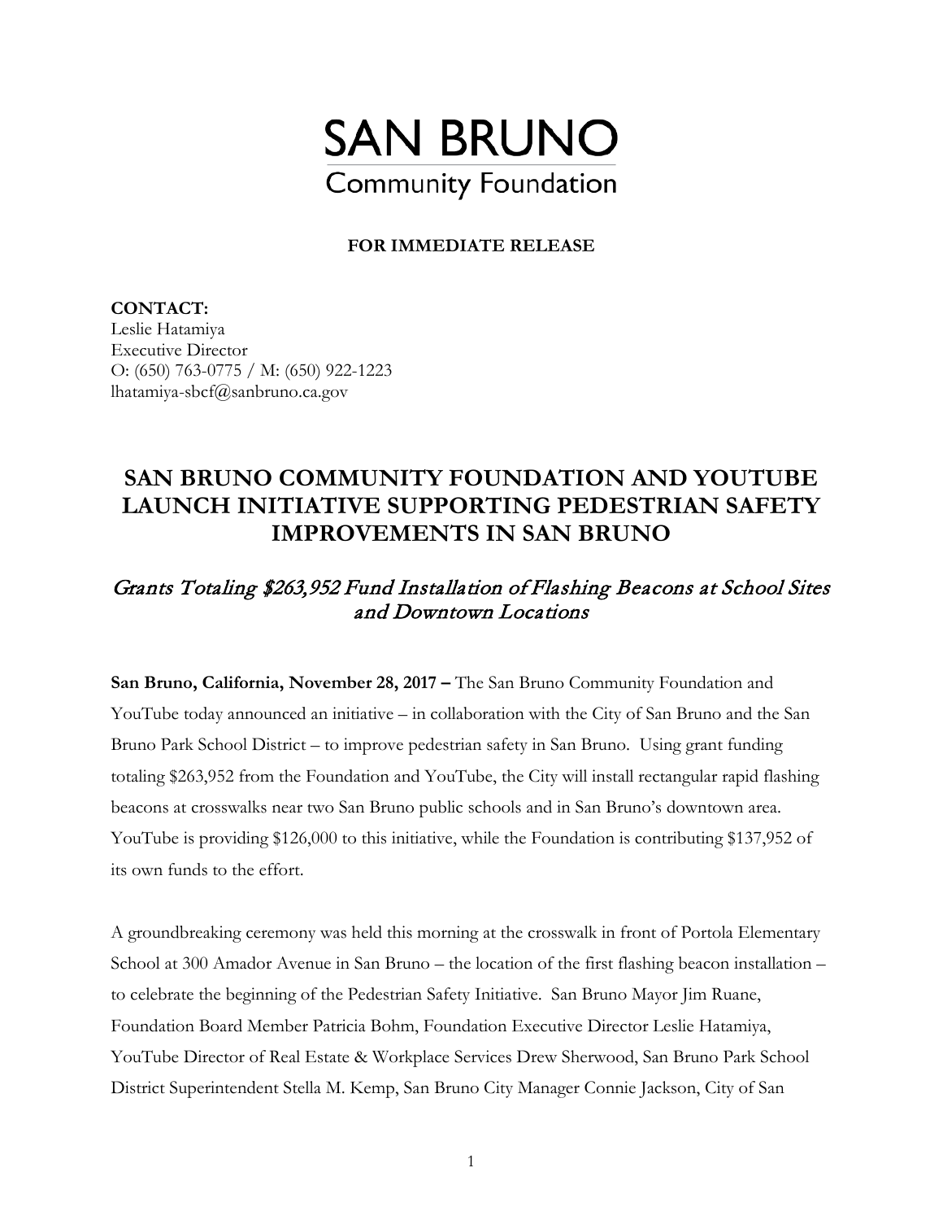# SAN BRUNO
Community Foundation

**FOR IMMEDIATE RELEASE**

**CONTACT:**
Leslie Hatamiya
Executive Director
O: (650) 763-0775 / M: (650) 922-1223
lhatamiya-sbcf@sanbruno.ca.gov

## SAN BRUNO COMMUNITY FOUNDATION AND YOUTUBE LAUNCH INITIATIVE SUPPORTING PEDESTRIAN SAFETY IMPROVEMENTS IN SAN BRUNO

### *Grants Totaling $263,952 Fund Installation of Flashing Beacons at School Sites and Downtown Locations*

**San Bruno, California, November 28, 2017 –** The San Bruno Community Foundation and YouTube today announced an initiative – in collaboration with the City of San Bruno and the San Bruno Park School District – to improve pedestrian safety in San Bruno. Using grant funding totaling $263,952 from the Foundation and YouTube, the City will install rectangular rapid flashing beacons at crosswalks near two San Bruno public schools and in San Bruno's downtown area. YouTube is providing $126,000 to this initiative, while the Foundation is contributing $137,952 of its own funds to the effort.

A groundbreaking ceremony was held this morning at the crosswalk in front of Portola Elementary School at 300 Amador Avenue in San Bruno – the location of the first flashing beacon installation – to celebrate the beginning of the Pedestrian Safety Initiative. San Bruno Mayor Jim Ruane, Foundation Board Member Patricia Bohm, Foundation Executive Director Leslie Hatamiya, YouTube Director of Real Estate & Workplace Services Drew Sherwood, San Bruno Park School District Superintendent Stella M. Kemp, San Bruno City Manager Connie Jackson, City of San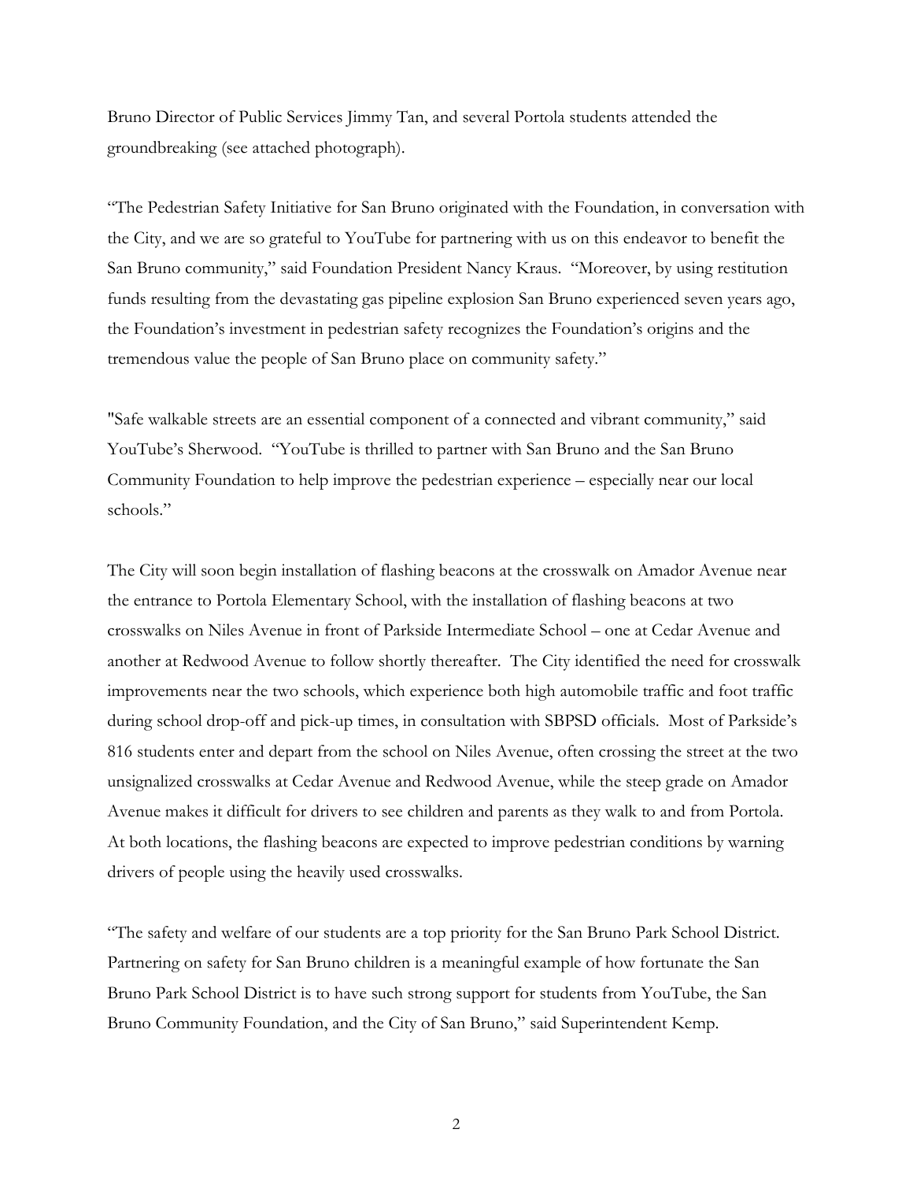Bruno Director of Public Services Jimmy Tan, and several Portola students attended the groundbreaking (see attached photograph).

"The Pedestrian Safety Initiative for San Bruno originated with the Foundation, in conversation with the City, and we are so grateful to YouTube for partnering with us on this endeavor to benefit the San Bruno community," said Foundation President Nancy Kraus. "Moreover, by using restitution funds resulting from the devastating gas pipeline explosion San Bruno experienced seven years ago, the Foundation's investment in pedestrian safety recognizes the Foundation's origins and the tremendous value the people of San Bruno place on community safety."

"Safe walkable streets are an essential component of a connected and vibrant community," said YouTube's Sherwood. "YouTube is thrilled to partner with San Bruno and the San Bruno Community Foundation to help improve the pedestrian experience – especially near our local schools."

The City will soon begin installation of flashing beacons at the crosswalk on Amador Avenue near the entrance to Portola Elementary School, with the installation of flashing beacons at two crosswalks on Niles Avenue in front of Parkside Intermediate School – one at Cedar Avenue and another at Redwood Avenue to follow shortly thereafter. The City identified the need for crosswalk improvements near the two schools, which experience both high automobile traffic and foot traffic during school drop-off and pick-up times, in consultation with SBPSD officials. Most of Parkside's 816 students enter and depart from the school on Niles Avenue, often crossing the street at the two unsignalized crosswalks at Cedar Avenue and Redwood Avenue, while the steep grade on Amador Avenue makes it difficult for drivers to see children and parents as they walk to and from Portola. At both locations, the flashing beacons are expected to improve pedestrian conditions by warning drivers of people using the heavily used crosswalks.

"The safety and welfare of our students are a top priority for the San Bruno Park School District. Partnering on safety for San Bruno children is a meaningful example of how fortunate the San Bruno Park School District is to have such strong support for students from YouTube, the San Bruno Community Foundation, and the City of San Bruno," said Superintendent Kemp.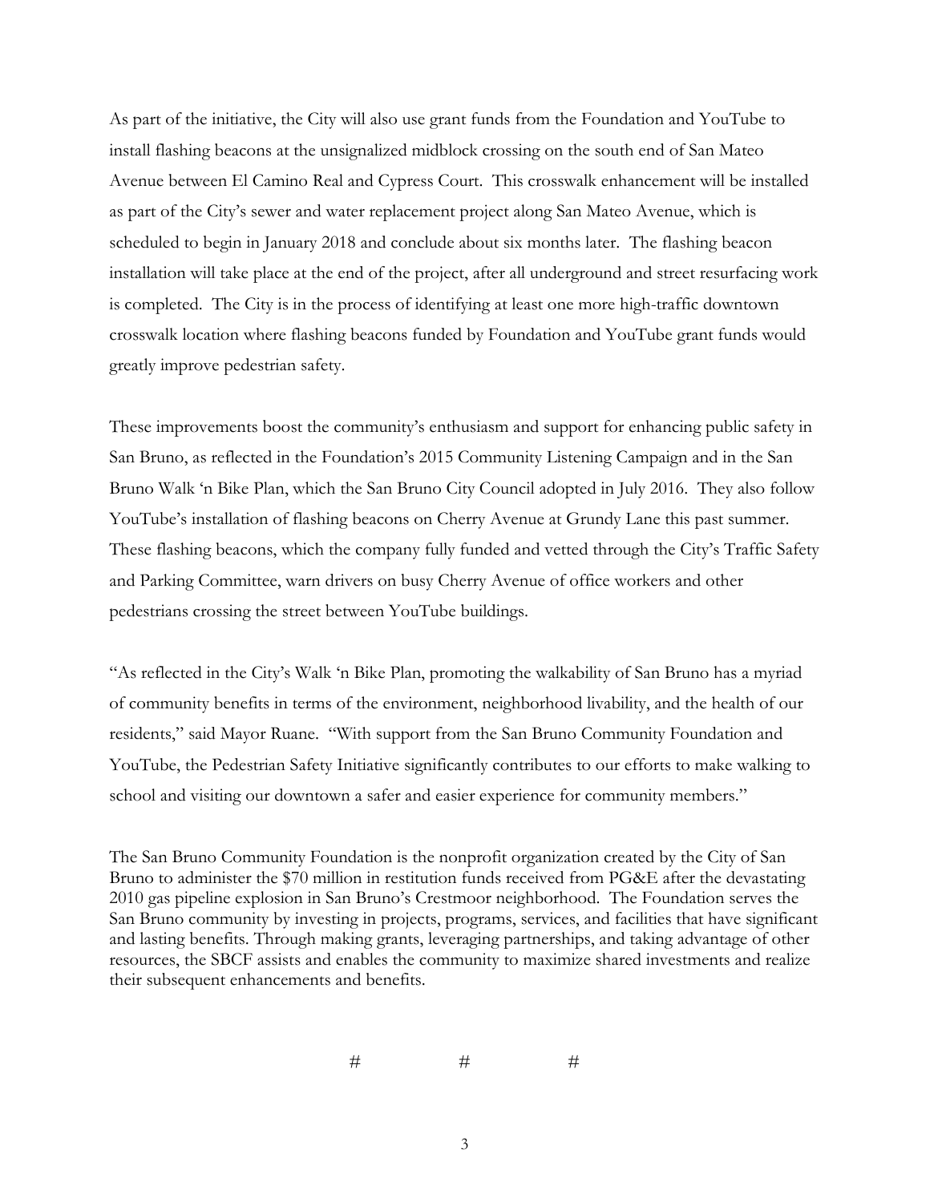As part of the initiative, the City will also use grant funds from the Foundation and YouTube to install flashing beacons at the unsignalized midblock crossing on the south end of San Mateo Avenue between El Camino Real and Cypress Court. This crosswalk enhancement will be installed as part of the City's sewer and water replacement project along San Mateo Avenue, which is scheduled to begin in January 2018 and conclude about six months later. The flashing beacon installation will take place at the end of the project, after all underground and street resurfacing work is completed. The City is in the process of identifying at least one more high-traffic downtown crosswalk location where flashing beacons funded by Foundation and YouTube grant funds would greatly improve pedestrian safety.

These improvements boost the community's enthusiasm and support for enhancing public safety in San Bruno, as reflected in the Foundation's 2015 Community Listening Campaign and in the San Bruno Walk 'n Bike Plan, which the San Bruno City Council adopted in July 2016. They also follow YouTube's installation of flashing beacons on Cherry Avenue at Grundy Lane this past summer. These flashing beacons, which the company fully funded and vetted through the City's Traffic Safety and Parking Committee, warn drivers on busy Cherry Avenue of office workers and other pedestrians crossing the street between YouTube buildings.

"As reflected in the City's Walk 'n Bike Plan, promoting the walkability of San Bruno has a myriad of community benefits in terms of the environment, neighborhood livability, and the health of our residents," said Mayor Ruane. "With support from the San Bruno Community Foundation and YouTube, the Pedestrian Safety Initiative significantly contributes to our efforts to make walking to school and visiting our downtown a safer and easier experience for community members."

The San Bruno Community Foundation is the nonprofit organization created by the City of San Bruno to administer the $70 million in restitution funds received from PG&E after the devastating 2010 gas pipeline explosion in San Bruno's Crestmoor neighborhood. The Foundation serves the San Bruno community by investing in projects, programs, services, and facilities that have significant and lasting benefits. Through making grants, leveraging partnerships, and taking advantage of other resources, the SBCF assists and enables the community to maximize shared investments and realize their subsequent enhancements and benefits.

# # #